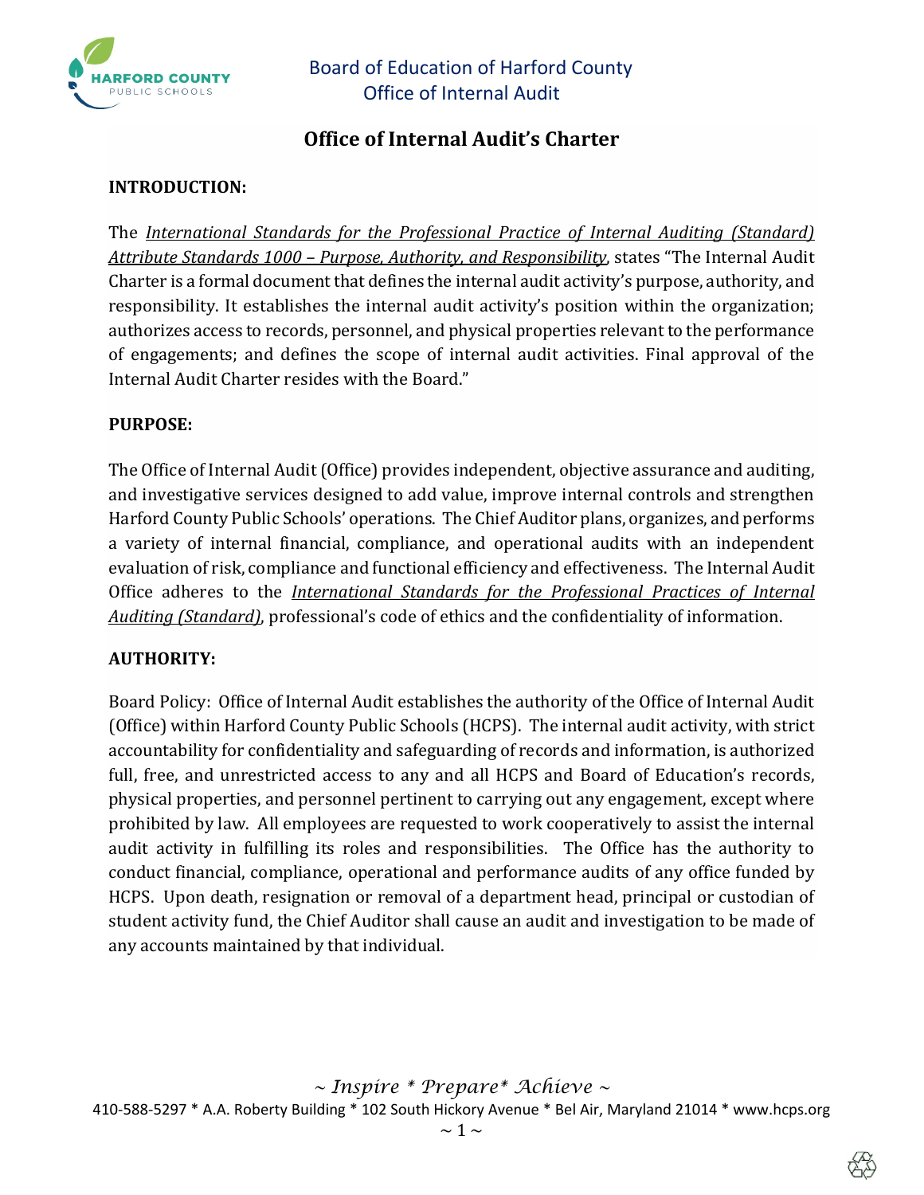Board of Education of Harford County
Office of Internal Audit

# Office of Internal Audit's Charter

**INTRODUCTION:**

The *International Standards for the Professional Practice of Internal Auditing (Standard) Attribute Standards 1000 – Purpose, Authority, and Responsibility*, states "The Internal Audit Charter is a formal document that defines the internal audit activity's purpose, authority, and responsibility. It establishes the internal audit activity's position within the organization; authorizes access to records, personnel, and physical properties relevant to the performance of engagements; and defines the scope of internal audit activities. Final approval of the Internal Audit Charter resides with the Board."

**PURPOSE:**

The Office of Internal Audit (Office) provides independent, objective assurance and auditing, and investigative services designed to add value, improve internal controls and strengthen Harford County Public Schools' operations. The Chief Auditor plans, organizes, and performs a variety of internal financial, compliance, and operational audits with an independent evaluation of risk, compliance and functional efficiency and effectiveness. The Internal Audit Office adheres to the *International Standards for the Professional Practices of Internal Auditing (Standard)*, professional's code of ethics and the confidentiality of information.

**AUTHORITY:**

Board Policy: Office of Internal Audit establishes the authority of the Office of Internal Audit (Office) within Harford County Public Schools (HCPS). The internal audit activity, with strict accountability for confidentiality and safeguarding of records and information, is authorized full, free, and unrestricted access to any and all HCPS and Board of Education's records, physical properties, and personnel pertinent to carrying out any engagement, except where prohibited by law. All employees are requested to work cooperatively to assist the internal audit activity in fulfilling its roles and responsibilities. The Office has the authority to conduct financial, compliance, operational and performance audits of any office funded by HCPS. Upon death, resignation or removal of a department head, principal or custodian of student activity fund, the Chief Auditor shall cause an audit and investigation to be made of any accounts maintained by that individual.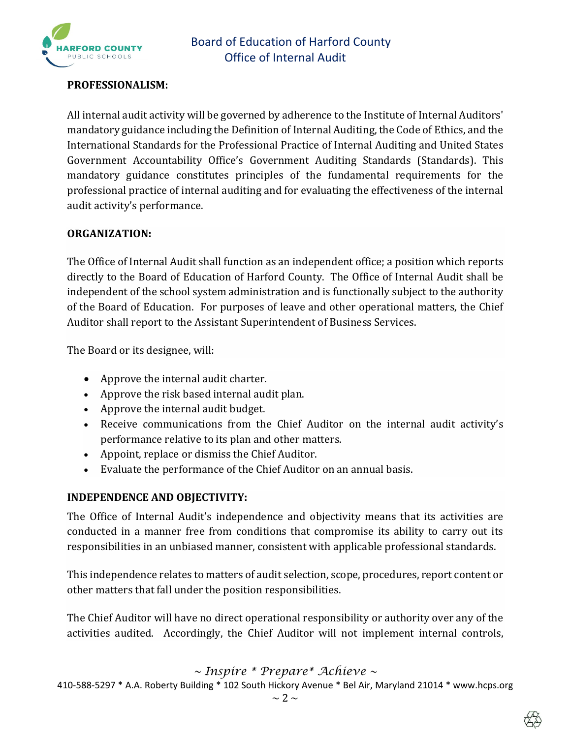**PROFESSIONALISM:**

All internal audit activity will be governed by adherence to the Institute of Internal Auditors' mandatory guidance including the Definition of Internal Auditing, the Code of Ethics, and the International Standards for the Professional Practice of Internal Auditing and United States Government Accountability Office's Government Auditing Standards (Standards). This mandatory guidance constitutes principles of the fundamental requirements for the professional practice of internal auditing and for evaluating the effectiveness of the internal audit activity's performance.

**ORGANIZATION:**

The Office of Internal Audit shall function as an independent office; a position which reports directly to the Board of Education of Harford County. The Office of Internal Audit shall be independent of the school system administration and is functionally subject to the authority of the Board of Education. For purposes of leave and other operational matters, the Chief Auditor shall report to the Assistant Superintendent of Business Services.

The Board or its designee, will:

- Approve the internal audit charter.
- Approve the risk based internal audit plan.
- Approve the internal audit budget.
- Receive communications from the Chief Auditor on the internal audit activity's performance relative to its plan and other matters.
- Appoint, replace or dismiss the Chief Auditor.
- Evaluate the performance of the Chief Auditor on an annual basis.

**INDEPENDENCE AND OBJECTIVITY:**

The Office of Internal Audit's independence and objectivity means that its activities are conducted in a manner free from conditions that compromise its ability to carry out its responsibilities in an unbiased manner, consistent with applicable professional standards.

This independence relates to matters of audit selection, scope, procedures, report content or other matters that fall under the position responsibilities.

The Chief Auditor will have no direct operational responsibility or authority over any of the activities audited. Accordingly, the Chief Auditor will not implement internal controls,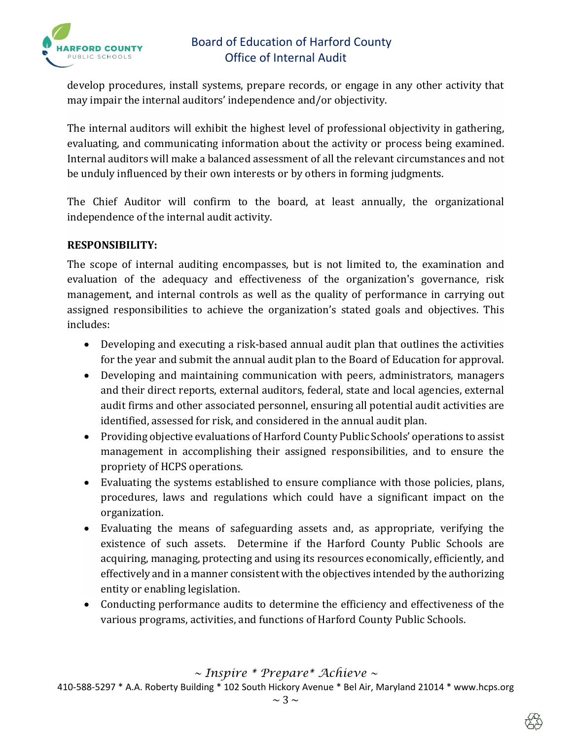develop procedures, install systems, prepare records, or engage in any other activity that may impair the internal auditors' independence and/or objectivity.

The internal auditors will exhibit the highest level of professional objectivity in gathering, evaluating, and communicating information about the activity or process being examined. Internal auditors will make a balanced assessment of all the relevant circumstances and not be unduly influenced by their own interests or by others in forming judgments.

The Chief Auditor will confirm to the board, at least annually, the organizational independence of the internal audit activity.

**RESPONSIBILITY:**

The scope of internal auditing encompasses, but is not limited to, the examination and evaluation of the adequacy and effectiveness of the organization's governance, risk management, and internal controls as well as the quality of performance in carrying out assigned responsibilities to achieve the organization's stated goals and objectives. This includes:

- Developing and executing a risk-based annual audit plan that outlines the activities for the year and submit the annual audit plan to the Board of Education for approval.
- Developing and maintaining communication with peers, administrators, managers and their direct reports, external auditors, federal, state and local agencies, external audit firms and other associated personnel, ensuring all potential audit activities are identified, assessed for risk, and considered in the annual audit plan.
- Providing objective evaluations of Harford County Public Schools' operations to assist management in accomplishing their assigned responsibilities, and to ensure the propriety of HCPS operations.
- Evaluating the systems established to ensure compliance with those policies, plans, procedures, laws and regulations which could have a significant impact on the organization.
- Evaluating the means of safeguarding assets and, as appropriate, verifying the existence of such assets. Determine if the Harford County Public Schools are acquiring, managing, protecting and using its resources economically, efficiently, and effectively and in a manner consistent with the objectives intended by the authorizing entity or enabling legislation.
- Conducting performance audits to determine the efficiency and effectiveness of the various programs, activities, and functions of Harford County Public Schools.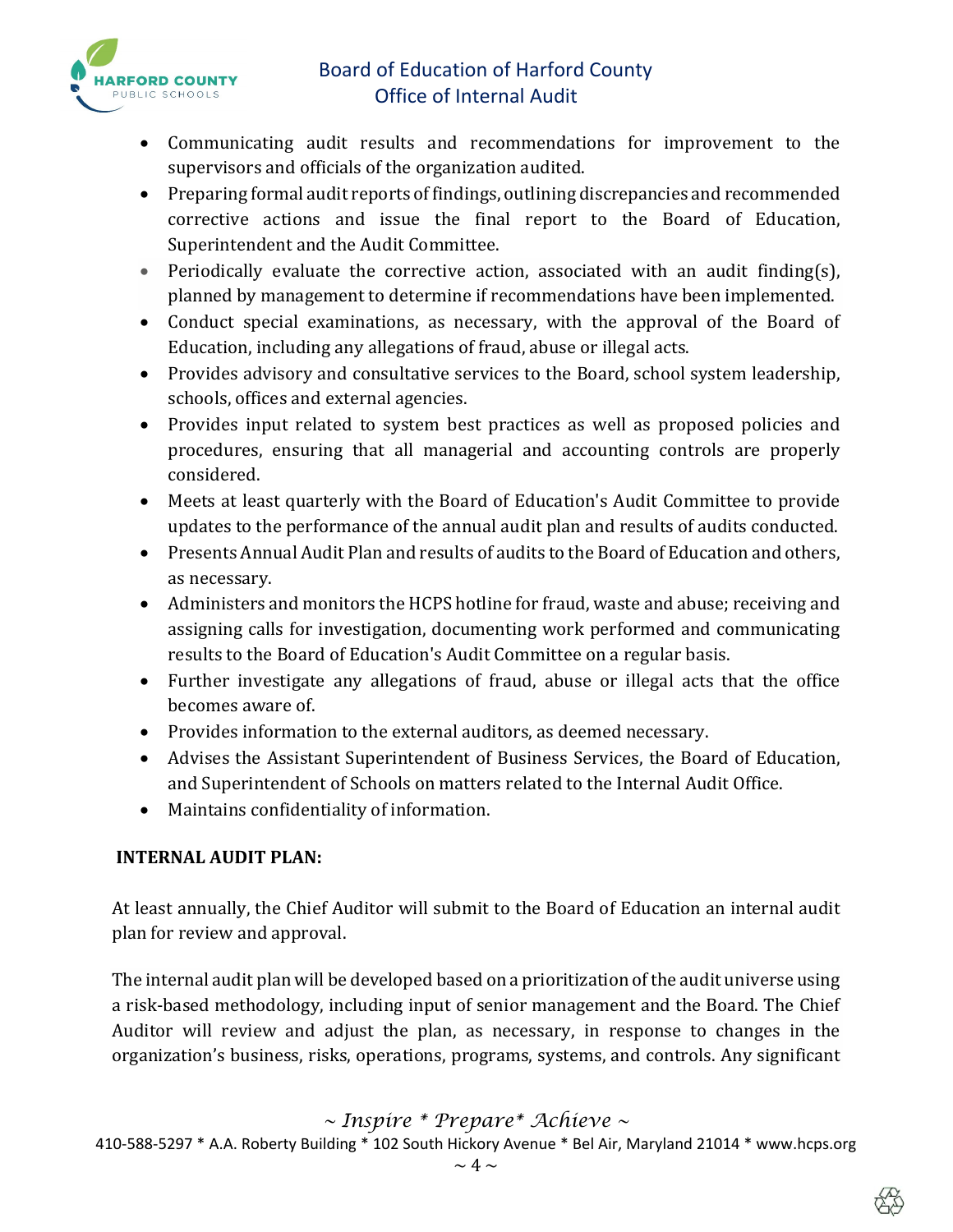- Communicating audit results and recommendations for improvement to the supervisors and officials of the organization audited.
- Preparing formal audit reports of findings, outlining discrepancies and recommended corrective actions and issue the final report to the Board of Education, Superintendent and the Audit Committee.
- Periodically evaluate the corrective action, associated with an audit finding(s), planned by management to determine if recommendations have been implemented.
- Conduct special examinations, as necessary, with the approval of the Board of Education, including any allegations of fraud, abuse or illegal acts.
- Provides advisory and consultative services to the Board, school system leadership, schools, offices and external agencies.
- Provides input related to system best practices as well as proposed policies and procedures, ensuring that all managerial and accounting controls are properly considered.
- Meets at least quarterly with the Board of Education's Audit Committee to provide updates to the performance of the annual audit plan and results of audits conducted.
- Presents Annual Audit Plan and results of audits to the Board of Education and others, as necessary.
- Administers and monitors the HCPS hotline for fraud, waste and abuse; receiving and assigning calls for investigation, documenting work performed and communicating results to the Board of Education's Audit Committee on a regular basis.
- Further investigate any allegations of fraud, abuse or illegal acts that the office becomes aware of.
- Provides information to the external auditors, as deemed necessary.
- Advises the Assistant Superintendent of Business Services, the Board of Education, and Superintendent of Schools on matters related to the Internal Audit Office.
- Maintains confidentiality of information.

**INTERNAL AUDIT PLAN:**

At least annually, the Chief Auditor will submit to the Board of Education an internal audit plan for review and approval.

The internal audit plan will be developed based on a prioritization of the audit universe using a risk-based methodology, including input of senior management and the Board. The Chief Auditor will review and adjust the plan, as necessary, in response to changes in the organization's business, risks, operations, programs, systems, and controls. Any significant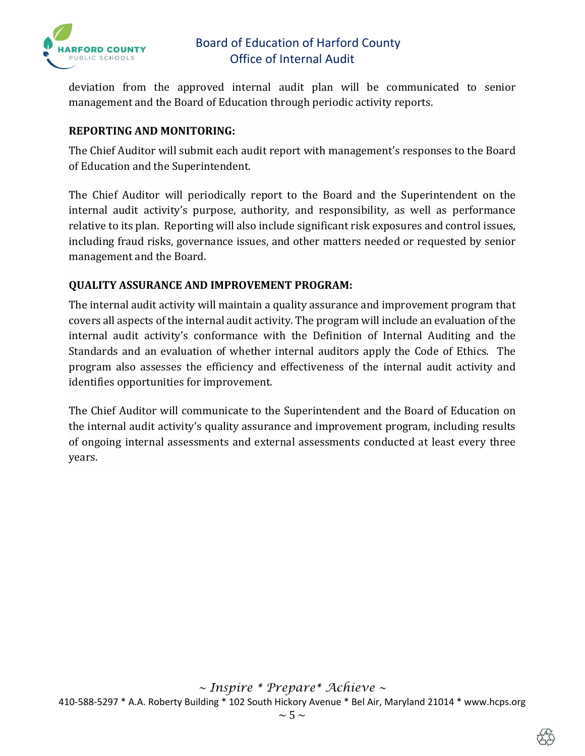deviation from the approved internal audit plan will be communicated to senior management and the Board of Education through periodic activity reports.

**REPORTING AND MONITORING:**

The Chief Auditor will submit each audit report with management's responses to the Board of Education and the Superintendent.

The Chief Auditor will periodically report to the Board and the Superintendent on the internal audit activity's purpose, authority, and responsibility, as well as performance relative to its plan. Reporting will also include significant risk exposures and control issues, including fraud risks, governance issues, and other matters needed or requested by senior management and the Board.

**QUALITY ASSURANCE AND IMPROVEMENT PROGRAM:**

The internal audit activity will maintain a quality assurance and improvement program that covers all aspects of the internal audit activity. The program will include an evaluation of the internal audit activity's conformance with the Definition of Internal Auditing and the Standards and an evaluation of whether internal auditors apply the Code of Ethics. The program also assesses the efficiency and effectiveness of the internal audit activity and identifies opportunities for improvement.

The Chief Auditor will communicate to the Superintendent and the Board of Education on the internal audit activity's quality assurance and improvement program, including results of ongoing internal assessments and external assessments conducted at least every three years.